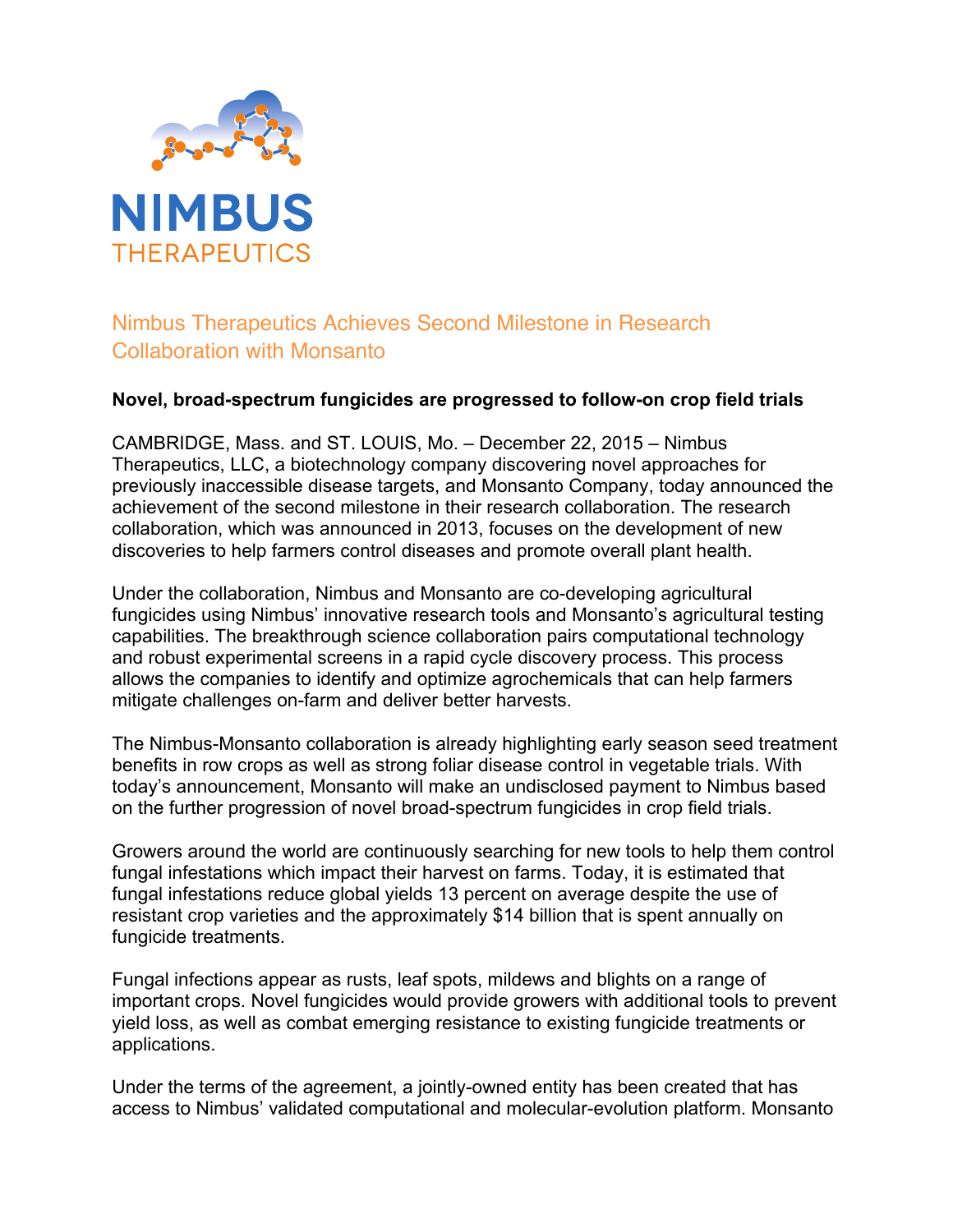NIMBUS
THERAPEUTICS

# Nimbus Therapeutics Achieves Second Milestone in Research Collaboration with Monsanto

**Novel, broad-spectrum fungicides are progressed to follow-on crop field trials**

CAMBRIDGE, Mass. and ST. LOUIS, Mo. – December 22, 2015 – Nimbus Therapeutics, LLC, a biotechnology company discovering novel approaches for previously inaccessible disease targets, and Monsanto Company, today announced the achievement of the second milestone in their research collaboration. The research collaboration, which was announced in 2013, focuses on the development of new discoveries to help farmers control diseases and promote overall plant health.

Under the collaboration, Nimbus and Monsanto are co-developing agricultural fungicides using Nimbus' innovative research tools and Monsanto's agricultural testing capabilities. The breakthrough science collaboration pairs computational technology and robust experimental screens in a rapid cycle discovery process. This process allows the companies to identify and optimize agrochemicals that can help farmers mitigate challenges on-farm and deliver better harvests.

The Nimbus-Monsanto collaboration is already highlighting early season seed treatment benefits in row crops as well as strong foliar disease control in vegetable trials. With today's announcement, Monsanto will make an undisclosed payment to Nimbus based on the further progression of novel broad-spectrum fungicides in crop field trials.

Growers around the world are continuously searching for new tools to help them control fungal infestations which impact their harvest on farms. Today, it is estimated that fungal infestations reduce global yields 13 percent on average despite the use of resistant crop varieties and the approximately $14 billion that is spent annually on fungicide treatments.

Fungal infections appear as rusts, leaf spots, mildews and blights on a range of important crops. Novel fungicides would provide growers with additional tools to prevent yield loss, as well as combat emerging resistance to existing fungicide treatments or applications.

Under the terms of the agreement, a jointly-owned entity has been created that has access to Nimbus' validated computational and molecular-evolution platform. Monsanto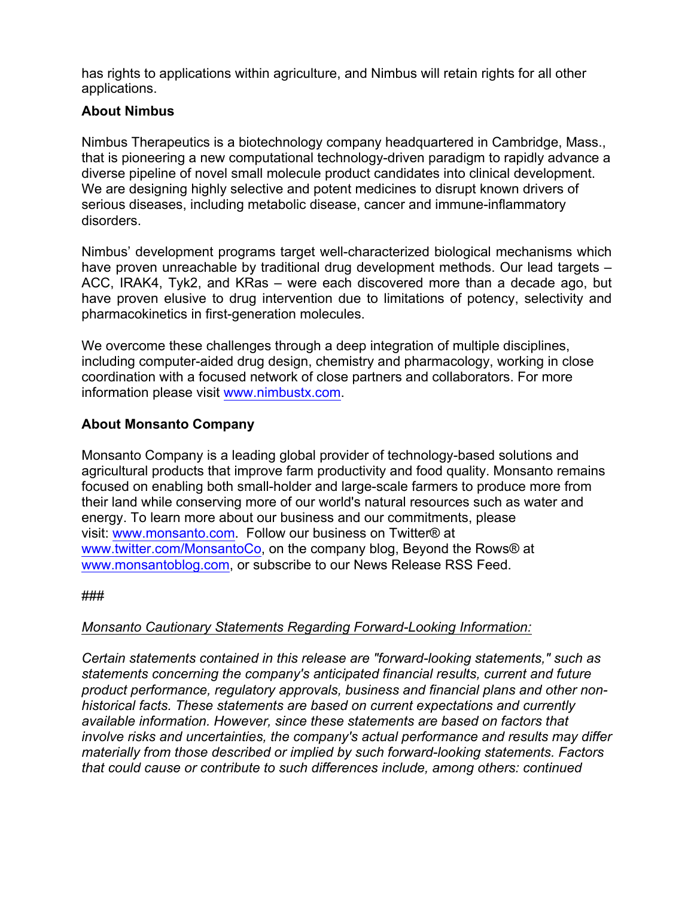has rights to applications within agriculture, and Nimbus will retain rights for all other applications.

**About Nimbus**

Nimbus Therapeutics is a biotechnology company headquartered in Cambridge, Mass., that is pioneering a new computational technology-driven paradigm to rapidly advance a diverse pipeline of novel small molecule product candidates into clinical development. We are designing highly selective and potent medicines to disrupt known drivers of serious diseases, including metabolic disease, cancer and immune-inflammatory disorders.

Nimbus' development programs target well-characterized biological mechanisms which have proven unreachable by traditional drug development methods. Our lead targets – ACC, IRAK4, Tyk2, and KRas – were each discovered more than a decade ago, but have proven elusive to drug intervention due to limitations of potency, selectivity and pharmacokinetics in first-generation molecules.

We overcome these challenges through a deep integration of multiple disciplines, including computer-aided drug design, chemistry and pharmacology, working in close coordination with a focused network of close partners and collaborators. For more information please visit [www.nimbustx.com](www.nimbustx.com).

**About Monsanto Company**

Monsanto Company is a leading global provider of technology-based solutions and agricultural products that improve farm productivity and food quality. Monsanto remains focused on enabling both small-holder and large-scale farmers to produce more from their land while conserving more of our world's natural resources such as water and energy. To learn more about our business and our commitments, please visit: [www.monsanto.com](www.monsanto.com). Follow our business on Twitter® at [www.twitter.com/MonsantoCo](www.twitter.com/MonsantoCo), on the company blog, Beyond the Rows® at [www.monsantoblog.com](www.monsantoblog.com), or subscribe to our News Release RSS Feed.

###

*Monsanto Cautionary Statements Regarding Forward-Looking Information:*

*Certain statements contained in this release are "forward-looking statements," such as statements concerning the company's anticipated financial results, current and future product performance, regulatory approvals, business and financial plans and other non-historical facts. These statements are based on current expectations and currently available information. However, since these statements are based on factors that involve risks and uncertainties, the company's actual performance and results may differ materially from those described or implied by such forward-looking statements. Factors that could cause or contribute to such differences include, among others: continued*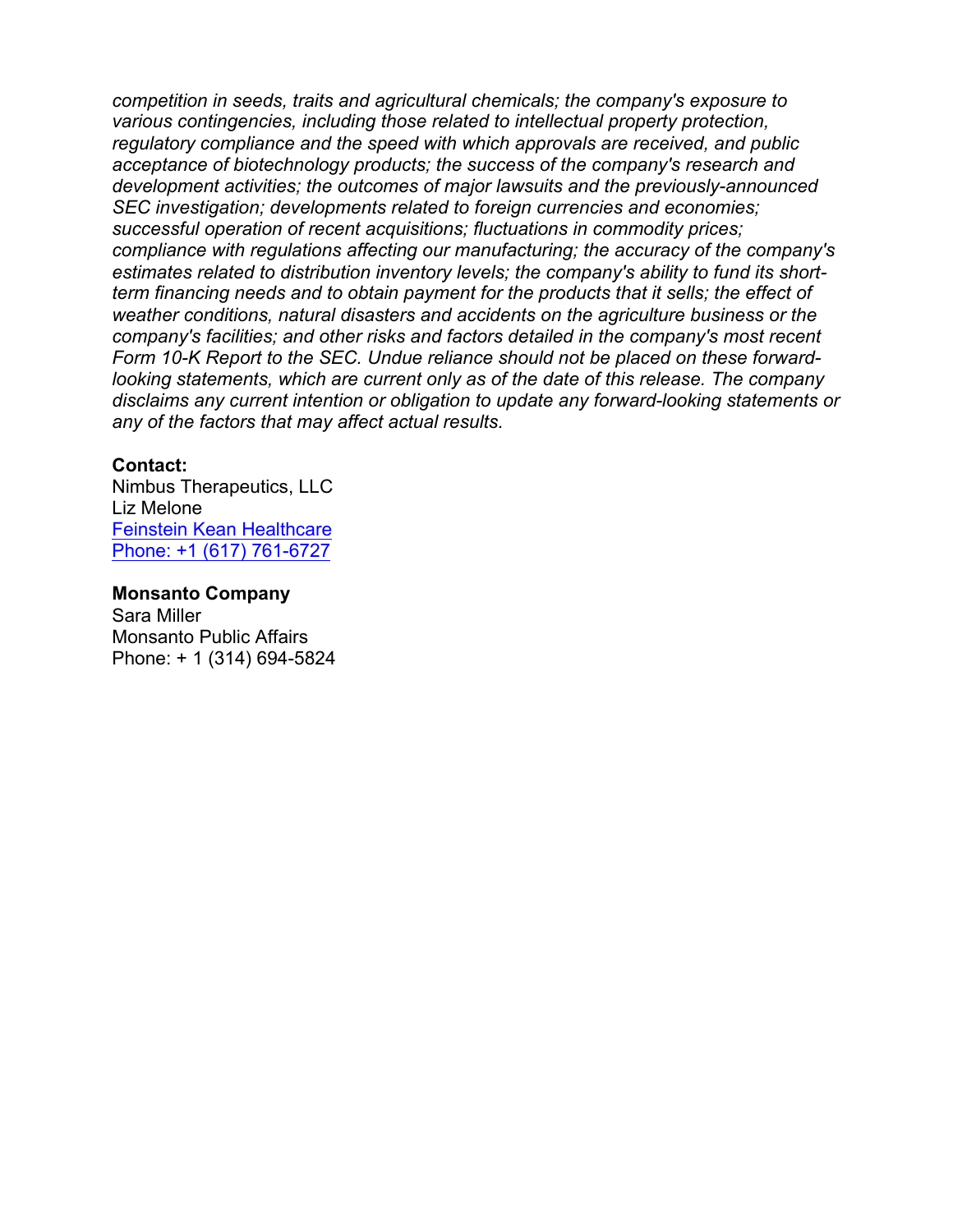*competition in seeds, traits and agricultural chemicals; the company's exposure to various contingencies, including those related to intellectual property protection, regulatory compliance and the speed with which approvals are received, and public acceptance of biotechnology products; the success of the company's research and development activities; the outcomes of major lawsuits and the previously-announced SEC investigation; developments related to foreign currencies and economies; successful operation of recent acquisitions; fluctuations in commodity prices; compliance with regulations affecting our manufacturing; the accuracy of the company's estimates related to distribution inventory levels; the company's ability to fund its short-term financing needs and to obtain payment for the products that it sells; the effect of weather conditions, natural disasters and accidents on the agriculture business or the company's facilities; and other risks and factors detailed in the company's most recent Form 10-K Report to the SEC. Undue reliance should not be placed on these forward-looking statements, which are current only as of the date of this release. The company disclaims any current intention or obligation to update any forward-looking statements or any of the factors that may affect actual results.*

**Contact:**
Nimbus Therapeutics, LLC
Liz Melone
Feinstein Kean Healthcare
Phone: +1 (617) 761-6727

**Monsanto Company**
Sara Miller
Monsanto Public Affairs
Phone: + 1 (314) 694-5824